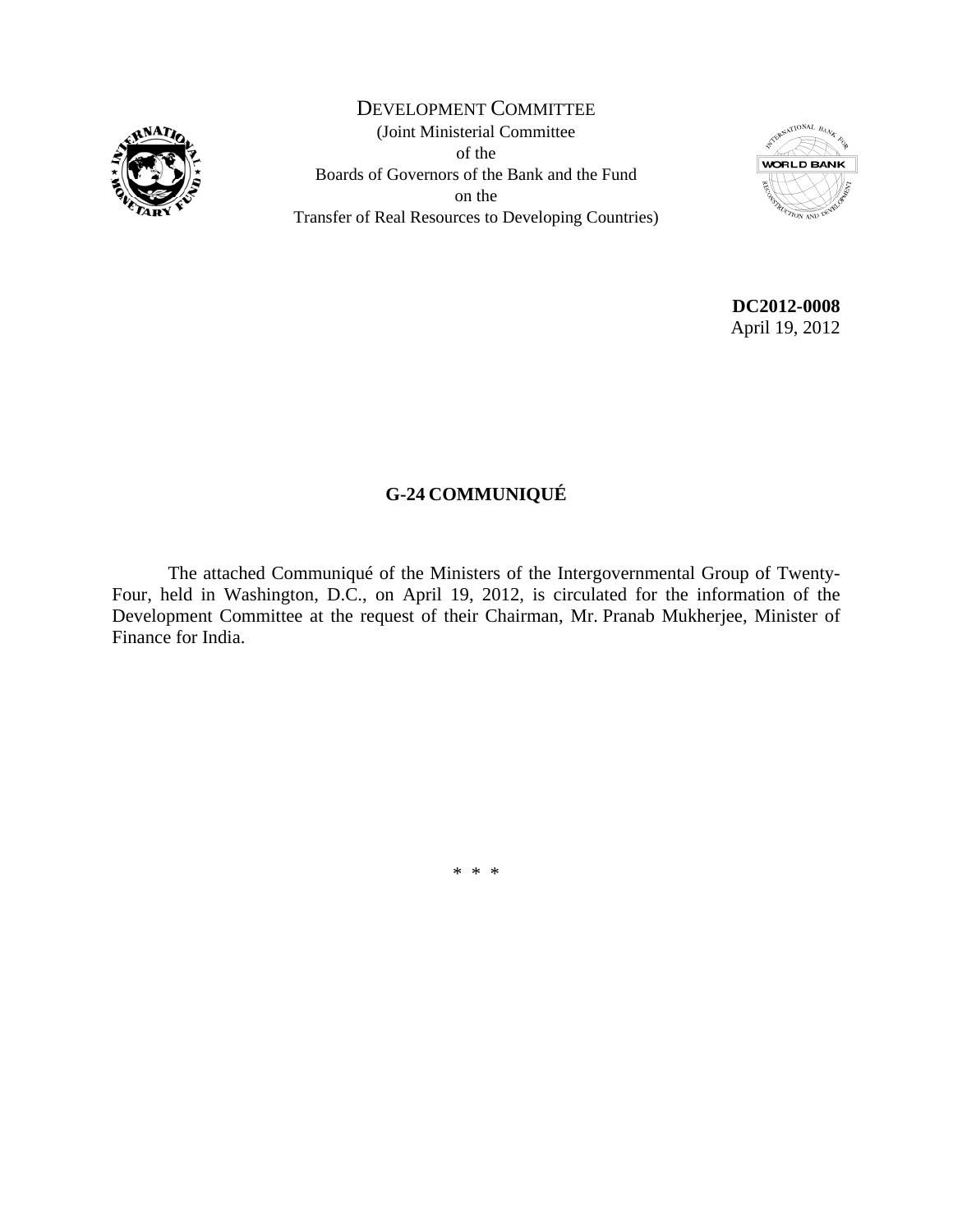DEVELOPMENT COMMITTEE

(Joint Ministerial Committee
of the
Boards of Governors of the Bank and the Fund
on the
Transfer of Real Resources to Developing Countries)

**DC2012-0008**
April 19, 2012

# G-24 COMMUNIQUÉ

The attached Communiqué of the Ministers of the Intergovernmental Group of Twenty-Four, held in Washington, D.C., on April 19, 2012, is circulated for the information of the Development Committee at the request of their Chairman, Mr. Pranab Mukherjee, Minister of Finance for India.

\* \* \*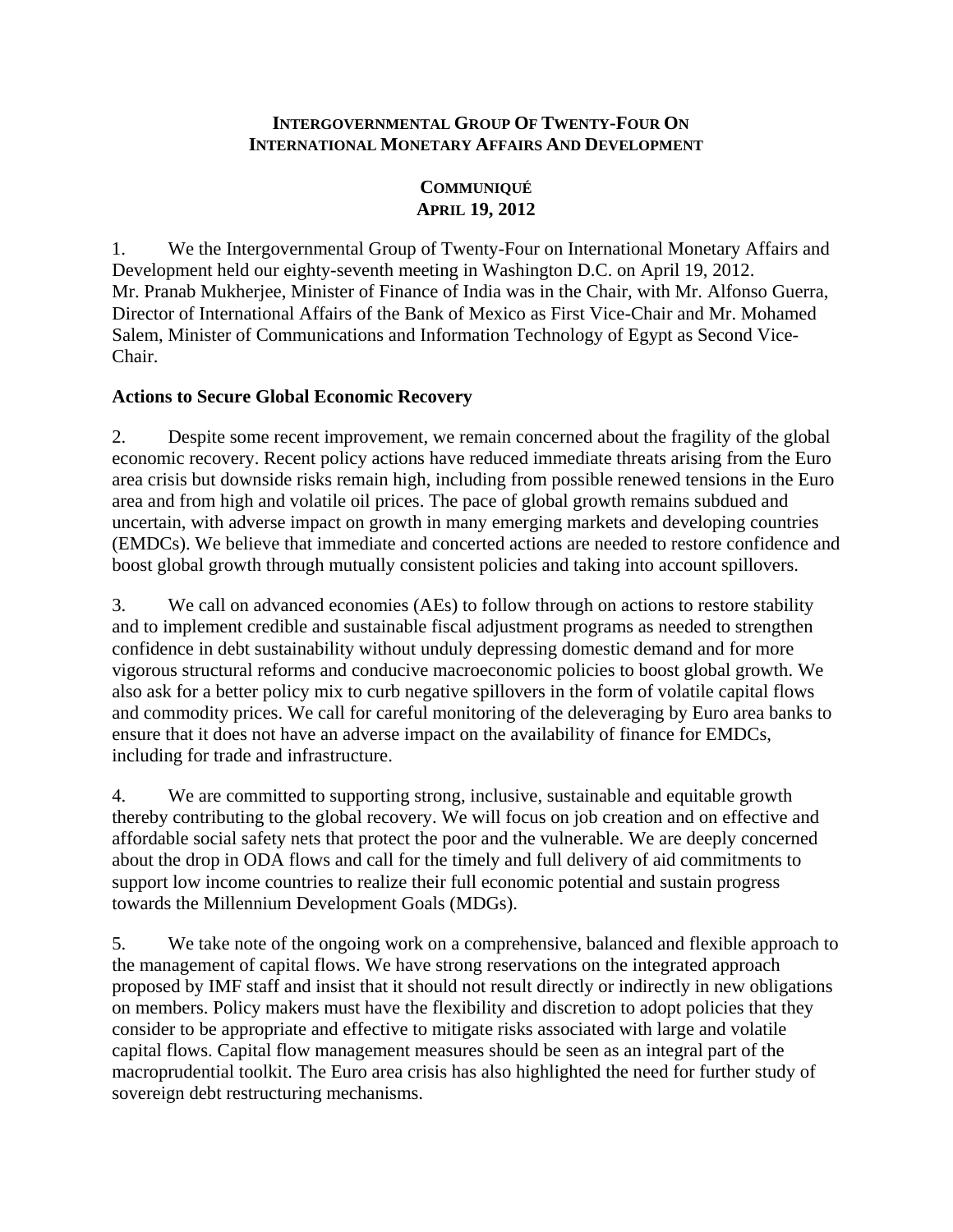**INTERGOVERNMENTAL GROUP OF TWENTY-FOUR ON**
**INTERNATIONAL MONETARY AFFAIRS AND DEVELOPMENT**

**COMMUNIQUÉ**
**APRIL 19, 2012**

1. We the Intergovernmental Group of Twenty-Four on International Monetary Affairs and Development held our eighty-seventh meeting in Washington D.C. on April 19, 2012. Mr. Pranab Mukherjee, Minister of Finance of India was in the Chair, with Mr. Alfonso Guerra, Director of International Affairs of the Bank of Mexico as First Vice-Chair and Mr. Mohamed Salem, Minister of Communications and Information Technology of Egypt as Second Vice-Chair.

**Actions to Secure Global Economic Recovery**

2. Despite some recent improvement, we remain concerned about the fragility of the global economic recovery. Recent policy actions have reduced immediate threats arising from the Euro area crisis but downside risks remain high, including from possible renewed tensions in the Euro area and from high and volatile oil prices. The pace of global growth remains subdued and uncertain, with adverse impact on growth in many emerging markets and developing countries (EMDCs). We believe that immediate and concerted actions are needed to restore confidence and boost global growth through mutually consistent policies and taking into account spillovers.

3. We call on advanced economies (AEs) to follow through on actions to restore stability and to implement credible and sustainable fiscal adjustment programs as needed to strengthen confidence in debt sustainability without unduly depressing domestic demand and for more vigorous structural reforms and conducive macroeconomic policies to boost global growth. We also ask for a better policy mix to curb negative spillovers in the form of volatile capital flows and commodity prices. We call for careful monitoring of the deleveraging by Euro area banks to ensure that it does not have an adverse impact on the availability of finance for EMDCs, including for trade and infrastructure.

4. We are committed to supporting strong, inclusive, sustainable and equitable growth thereby contributing to the global recovery. We will focus on job creation and on effective and affordable social safety nets that protect the poor and the vulnerable. We are deeply concerned about the drop in ODA flows and call for the timely and full delivery of aid commitments to support low income countries to realize their full economic potential and sustain progress towards the Millennium Development Goals (MDGs).

5. We take note of the ongoing work on a comprehensive, balanced and flexible approach to the management of capital flows. We have strong reservations on the integrated approach proposed by IMF staff and insist that it should not result directly or indirectly in new obligations on members. Policy makers must have the flexibility and discretion to adopt policies that they consider to be appropriate and effective to mitigate risks associated with large and volatile capital flows. Capital flow management measures should be seen as an integral part of the macroprudential toolkit. The Euro area crisis has also highlighted the need for further study of sovereign debt restructuring mechanisms.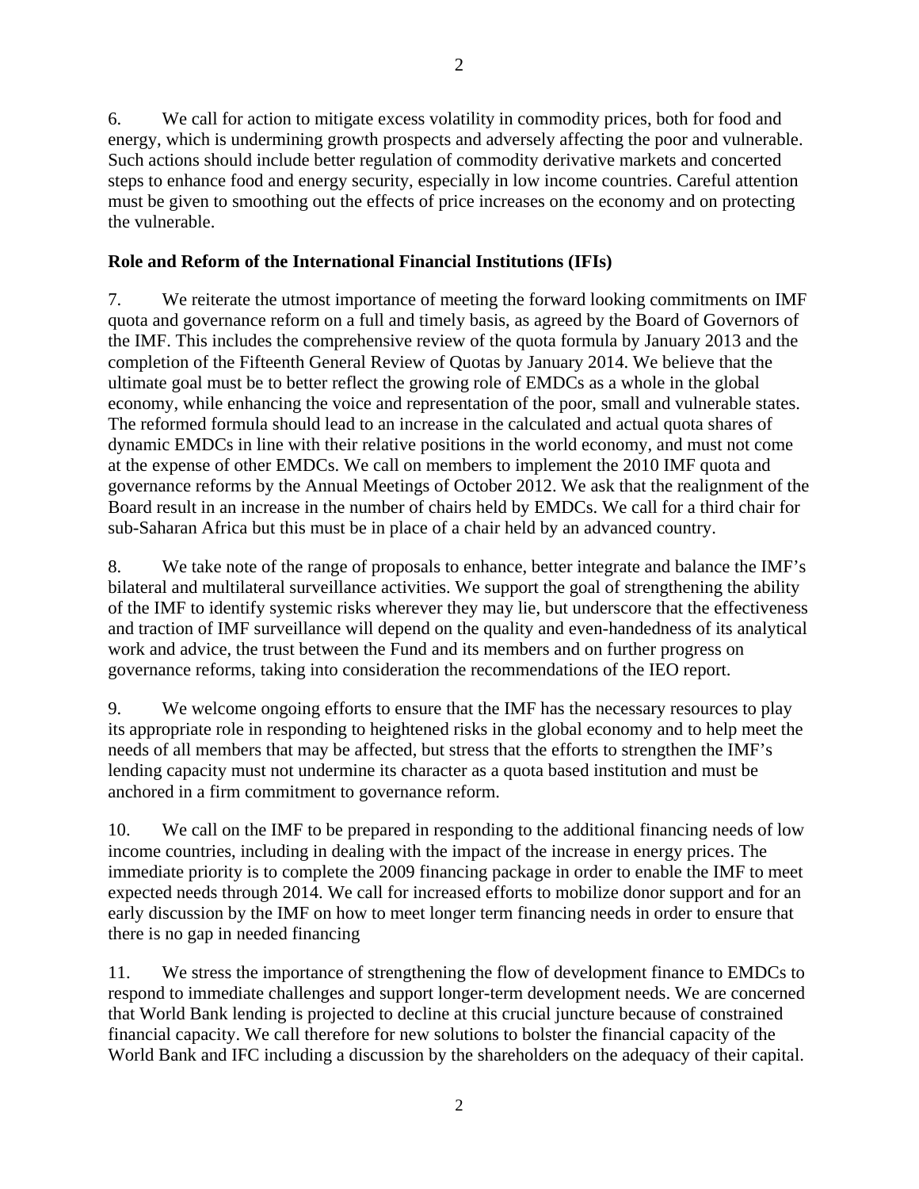6. We call for action to mitigate excess volatility in commodity prices, both for food and energy, which is undermining growth prospects and adversely affecting the poor and vulnerable. Such actions should include better regulation of commodity derivative markets and concerted steps to enhance food and energy security, especially in low income countries. Careful attention must be given to smoothing out the effects of price increases on the economy and on protecting the vulnerable.

**Role and Reform of the International Financial Institutions (IFIs)**

7. We reiterate the utmost importance of meeting the forward looking commitments on IMF quota and governance reform on a full and timely basis, as agreed by the Board of Governors of the IMF. This includes the comprehensive review of the quota formula by January 2013 and the completion of the Fifteenth General Review of Quotas by January 2014. We believe that the ultimate goal must be to better reflect the growing role of EMDCs as a whole in the global economy, while enhancing the voice and representation of the poor, small and vulnerable states. The reformed formula should lead to an increase in the calculated and actual quota shares of dynamic EMDCs in line with their relative positions in the world economy, and must not come at the expense of other EMDCs. We call on members to implement the 2010 IMF quota and governance reforms by the Annual Meetings of October 2012. We ask that the realignment of the Board result in an increase in the number of chairs held by EMDCs. We call for a third chair for sub-Saharan Africa but this must be in place of a chair held by an advanced country.

8. We take note of the range of proposals to enhance, better integrate and balance the IMF's bilateral and multilateral surveillance activities. We support the goal of strengthening the ability of the IMF to identify systemic risks wherever they may lie, but underscore that the effectiveness and traction of IMF surveillance will depend on the quality and even-handedness of its analytical work and advice, the trust between the Fund and its members and on further progress on governance reforms, taking into consideration the recommendations of the IEO report.

9. We welcome ongoing efforts to ensure that the IMF has the necessary resources to play its appropriate role in responding to heightened risks in the global economy and to help meet the needs of all members that may be affected, but stress that the efforts to strengthen the IMF's lending capacity must not undermine its character as a quota based institution and must be anchored in a firm commitment to governance reform.

10. We call on the IMF to be prepared in responding to the additional financing needs of low income countries, including in dealing with the impact of the increase in energy prices. The immediate priority is to complete the 2009 financing package in order to enable the IMF to meet expected needs through 2014. We call for increased efforts to mobilize donor support and for an early discussion by the IMF on how to meet longer term financing needs in order to ensure that there is no gap in needed financing

11. We stress the importance of strengthening the flow of development finance to EMDCs to respond to immediate challenges and support longer-term development needs. We are concerned that World Bank lending is projected to decline at this crucial juncture because of constrained financial capacity. We call therefore for new solutions to bolster the financial capacity of the World Bank and IFC including a discussion by the shareholders on the adequacy of their capital.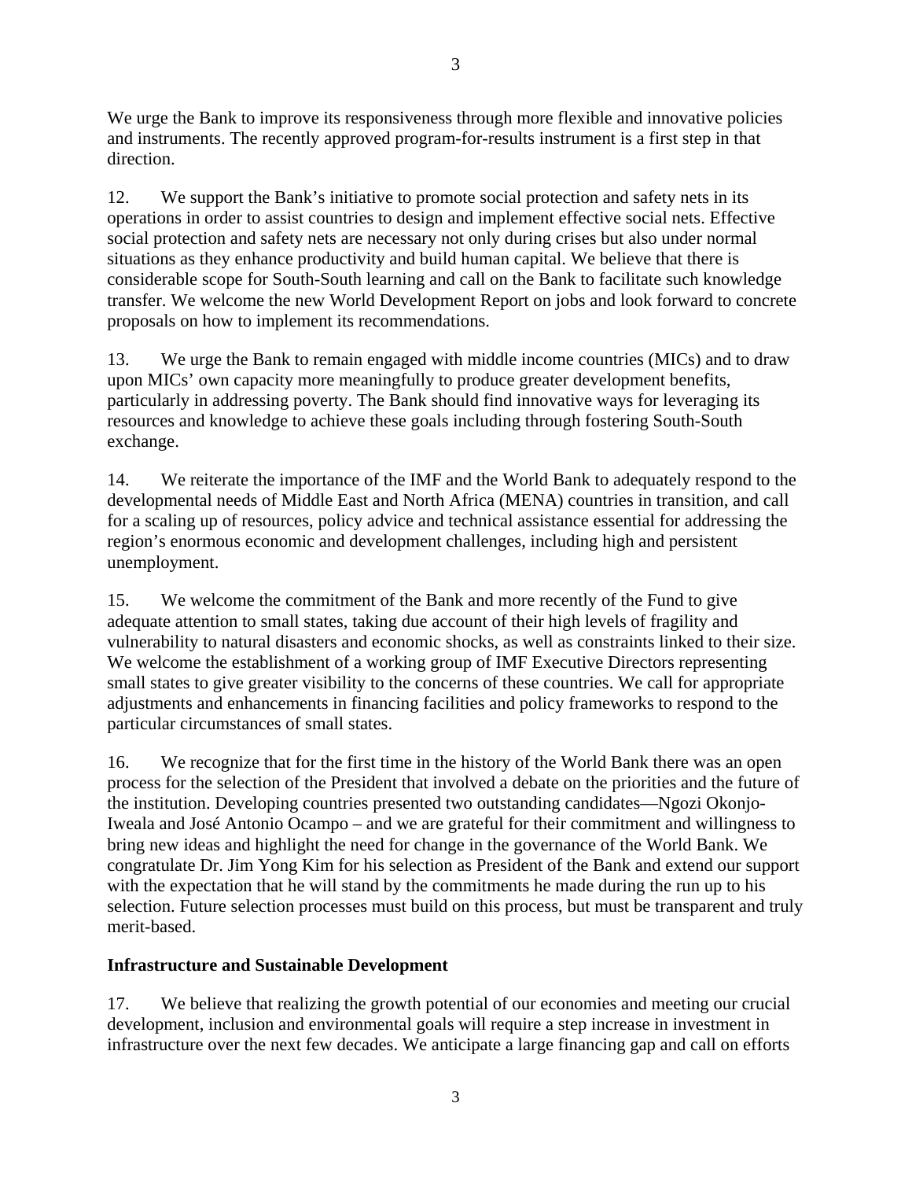We urge the Bank to improve its responsiveness through more flexible and innovative policies and instruments. The recently approved program-for-results instrument is a first step in that direction.

12. We support the Bank's initiative to promote social protection and safety nets in its operations in order to assist countries to design and implement effective social nets. Effective social protection and safety nets are necessary not only during crises but also under normal situations as they enhance productivity and build human capital. We believe that there is considerable scope for South-South learning and call on the Bank to facilitate such knowledge transfer. We welcome the new World Development Report on jobs and look forward to concrete proposals on how to implement its recommendations.

13. We urge the Bank to remain engaged with middle income countries (MICs) and to draw upon MICs' own capacity more meaningfully to produce greater development benefits, particularly in addressing poverty. The Bank should find innovative ways for leveraging its resources and knowledge to achieve these goals including through fostering South-South exchange.

14. We reiterate the importance of the IMF and the World Bank to adequately respond to the developmental needs of Middle East and North Africa (MENA) countries in transition, and call for a scaling up of resources, policy advice and technical assistance essential for addressing the region's enormous economic and development challenges, including high and persistent unemployment.

15. We welcome the commitment of the Bank and more recently of the Fund to give adequate attention to small states, taking due account of their high levels of fragility and vulnerability to natural disasters and economic shocks, as well as constraints linked to their size. We welcome the establishment of a working group of IMF Executive Directors representing small states to give greater visibility to the concerns of these countries. We call for appropriate adjustments and enhancements in financing facilities and policy frameworks to respond to the particular circumstances of small states.

16. We recognize that for the first time in the history of the World Bank there was an open process for the selection of the President that involved a debate on the priorities and the future of the institution. Developing countries presented two outstanding candidates—Ngozi Okonjo-Iweala and José Antonio Ocampo – and we are grateful for their commitment and willingness to bring new ideas and highlight the need for change in the governance of the World Bank. We congratulate Dr. Jim Yong Kim for his selection as President of the Bank and extend our support with the expectation that he will stand by the commitments he made during the run up to his selection. Future selection processes must build on this process, but must be transparent and truly merit-based.

**Infrastructure and Sustainable Development**

17. We believe that realizing the growth potential of our economies and meeting our crucial development, inclusion and environmental goals will require a step increase in investment in infrastructure over the next few decades. We anticipate a large financing gap and call on efforts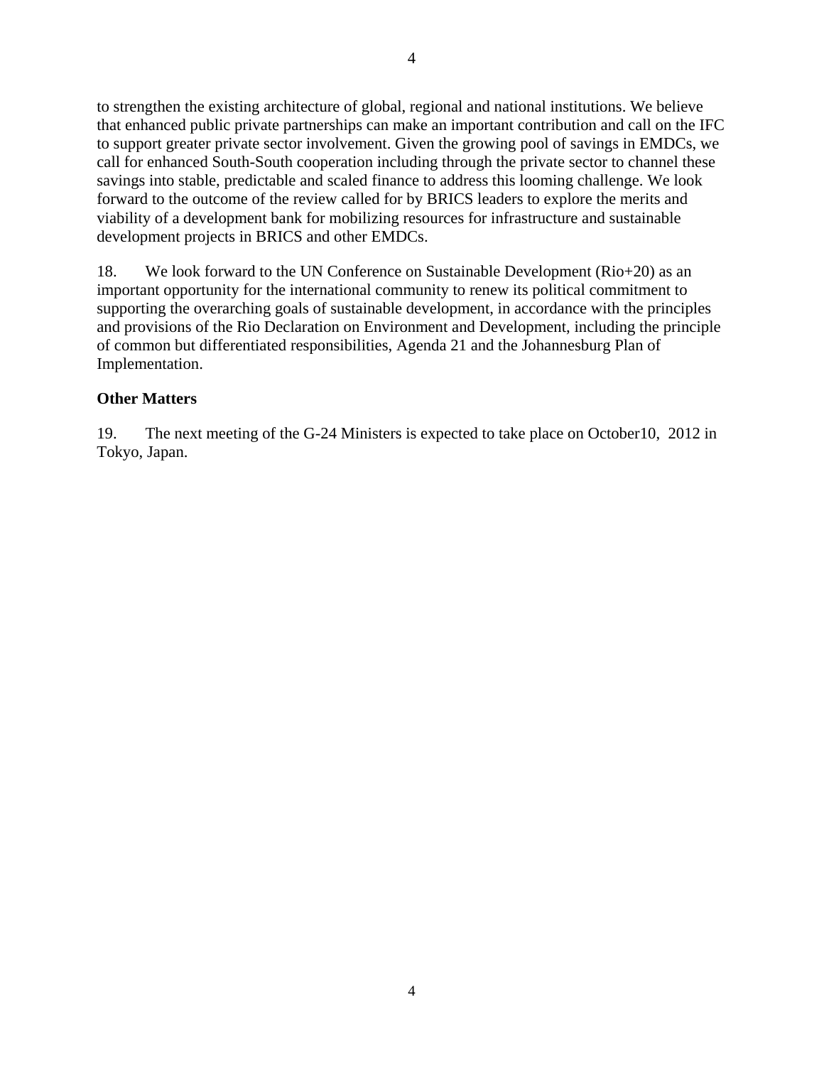to strengthen the existing architecture of global, regional and national institutions. We believe that enhanced public private partnerships can make an important contribution and call on the IFC to support greater private sector involvement. Given the growing pool of savings in EMDCs, we call for enhanced South-South cooperation including through the private sector to channel these savings into stable, predictable and scaled finance to address this looming challenge. We look forward to the outcome of the review called for by BRICS leaders to explore the merits and viability of a development bank for mobilizing resources for infrastructure and sustainable development projects in BRICS and other EMDCs.

18. We look forward to the UN Conference on Sustainable Development (Rio+20) as an important opportunity for the international community to renew its political commitment to supporting the overarching goals of sustainable development, in accordance with the principles and provisions of the Rio Declaration on Environment and Development, including the principle of common but differentiated responsibilities, Agenda 21 and the Johannesburg Plan of Implementation.

**Other Matters**

19. The next meeting of the G-24 Ministers is expected to take place on October10, 2012 in Tokyo, Japan.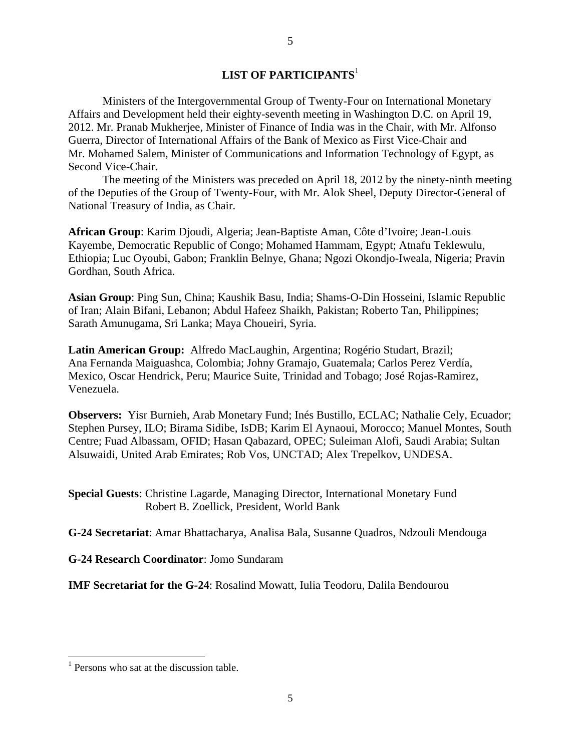# LIST OF PARTICIPANTS[1]

Ministers of the Intergovernmental Group of Twenty-Four on International Monetary Affairs and Development held their eighty-seventh meeting in Washington D.C. on April 19, 2012. Mr. Pranab Mukherjee, Minister of Finance of India was in the Chair, with Mr. Alfonso Guerra, Director of International Affairs of the Bank of Mexico as First Vice-Chair and Mr. Mohamed Salem, Minister of Communications and Information Technology of Egypt, as Second Vice-Chair.

The meeting of the Ministers was preceded on April 18, 2012 by the ninety-ninth meeting of the Deputies of the Group of Twenty-Four, with Mr. Alok Sheel, Deputy Director-General of National Treasury of India, as Chair.

**African Group**: Karim Djoudi, Algeria; Jean-Baptiste Aman, Côte d'Ivoire; Jean-Louis Kayembe, Democratic Republic of Congo; Mohamed Hammam, Egypt; Atnafu Teklewulu, Ethiopia; Luc Oyoubi, Gabon; Franklin Belnye, Ghana; Ngozi Okondjo-Iweala, Nigeria; Pravin Gordhan, South Africa.

**Asian Group**: Ping Sun, China; Kaushik Basu, India; Shams-O-Din Hosseini, Islamic Republic of Iran; Alain Bifani, Lebanon; Abdul Hafeez Shaikh, Pakistan; Roberto Tan, Philippines; Sarath Amunugama, Sri Lanka; Maya Choueiri, Syria.

**Latin American Group:** Alfredo MacLaughin, Argentina; Rogério Studart, Brazil; Ana Fernanda Maiguashca, Colombia; Johny Gramajo, Guatemala; Carlos Perez Verdía, Mexico, Oscar Hendrick, Peru; Maurice Suite, Trinidad and Tobago; José Rojas-Ramirez, Venezuela.

**Observers:** Yisr Burnieh, Arab Monetary Fund; Inés Bustillo, ECLAC; Nathalie Cely, Ecuador; Stephen Pursey, ILO; Birama Sidibe, IsDB; Karim El Aynaoui, Morocco; Manuel Montes, South Centre; Fuad Albassam, OFID; Hasan Qabazard, OPEC; Suleiman Alofi, Saudi Arabia; Sultan Alsuwaidi, United Arab Emirates; Rob Vos, UNCTAD; Alex Trepelkov, UNDESA.

**Special Guests**: Christine Lagarde, Managing Director, International Monetary Fund
Robert B. Zoellick, President, World Bank

**G-24 Secretariat**: Amar Bhattacharya, Analisa Bala, Susanne Quadros, Ndzouli Mendouga

**G-24 Research Coordinator**: Jomo Sundaram

**IMF Secretariat for the G-24**: Rosalind Mowatt, Iulia Teodoru, Dalila Bendourou

---

[1] Persons who sat at the discussion table.